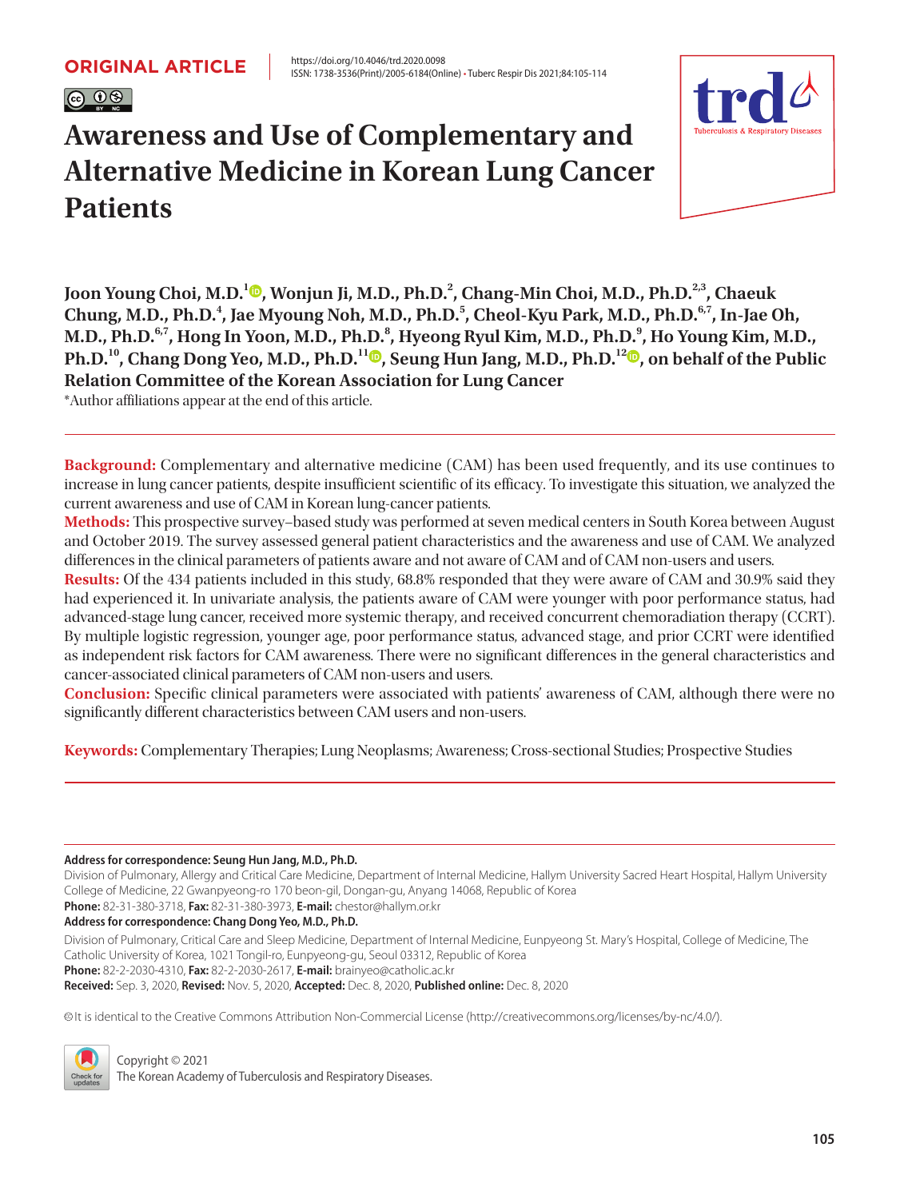ORIGINAL ARTICLE

https://doi.org/10.4046/trd.2020.0098
ISSN: 1738-3536(Print)/2005-6184(Online) • Tuberc Respir Dis 2021;84:105-114

# Awareness and Use of Complementary and Alternative Medicine in Korean Lung Cancer Patients

**Joon Young Choi, M.D.[1], Wonjun Ji, M.D., Ph.D.[2], Chang-Min Choi, M.D., Ph.D.[2,3], Chaeuk Chung, M.D., Ph.D.[4], Jae Myoung Noh, M.D., Ph.D.[5], Cheol-Kyu Park, M.D., Ph.D.[6,7], In-Jae Oh, M.D., Ph.D.[6,7], Hong In Yoon, M.D., Ph.D.[8], Hyeong Ryul Kim, M.D., Ph.D.[9], Ho Young Kim, M.D., Ph.D.[10], Chang Dong Yeo, M.D., Ph.D.[11], Seung Hun Jang, M.D., Ph.D.[12], on behalf of the Public Relation Committee of the Korean Association for Lung Cancer**

*Author affiliations appear at the end of this article.

**Background:** Complementary and alternative medicine (CAM) has been used frequently, and its use continues to increase in lung cancer patients, despite insufficient scientific of its efficacy. To investigate this situation, we analyzed the current awareness and use of CAM in Korean lung-cancer patients.

**Methods:** This prospective survey–based study was performed at seven medical centers in South Korea between August and October 2019. The survey assessed general patient characteristics and the awareness and use of CAM. We analyzed differences in the clinical parameters of patients aware and not aware of CAM and of CAM non-users and users.

**Results:** Of the 434 patients included in this study, 68.8% responded that they were aware of CAM and 30.9% said they had experienced it. In univariate analysis, the patients aware of CAM were younger with poor performance status, had advanced-stage lung cancer, received more systemic therapy, and received concurrent chemoradiation therapy (CCRT). By multiple logistic regression, younger age, poor performance status, advanced stage, and prior CCRT were identified as independent risk factors for CAM awareness. There were no significant differences in the general characteristics and cancer-associated clinical parameters of CAM non-users and users.

**Conclusion:** Specific clinical parameters were associated with patients' awareness of CAM, although there were no significantly different characteristics between CAM users and non-users.

**Keywords:** Complementary Therapies; Lung Neoplasms; Awareness; Cross-sectional Studies; Prospective Studies

**Address for correspondence: Seung Hun Jang, M.D., Ph.D.**
Division of Pulmonary, Allergy and Critical Care Medicine, Department of Internal Medicine, Hallym University Sacred Heart Hospital, Hallym University College of Medicine, 22 Gwanpyeong-ro 170 beon-gil, Dongan-gu, Anyang 14068, Republic of Korea
**Phone:** 82-31-380-3718, **Fax:** 82-31-380-3973, **E-mail:** chestor@hallym.or.kr

**Address for correspondence: Chang Dong Yeo, M.D., Ph.D.**
Division of Pulmonary, Critical Care and Sleep Medicine, Department of Internal Medicine, Eunpyeong St. Mary's Hospital, College of Medicine, The Catholic University of Korea, 1021 Tongil-ro, Eunpyeong-gu, Seoul 03312, Republic of Korea
**Phone:** 82-2-2030-4310, **Fax:** 82-2-2030-2617, **E-mail:** brainyeo@catholic.ac.kr

**Received:** Sep. 3, 2020, **Revised:** Nov. 5, 2020, **Accepted:** Dec. 8, 2020, **Published online:** Dec. 8, 2020

©It is identical to the Creative Commons Attribution Non-Commercial License (http://creativecommons.org/licenses/by-nc/4.0/).

Copyright © 2021
The Korean Academy of Tuberculosis and Respiratory Diseases.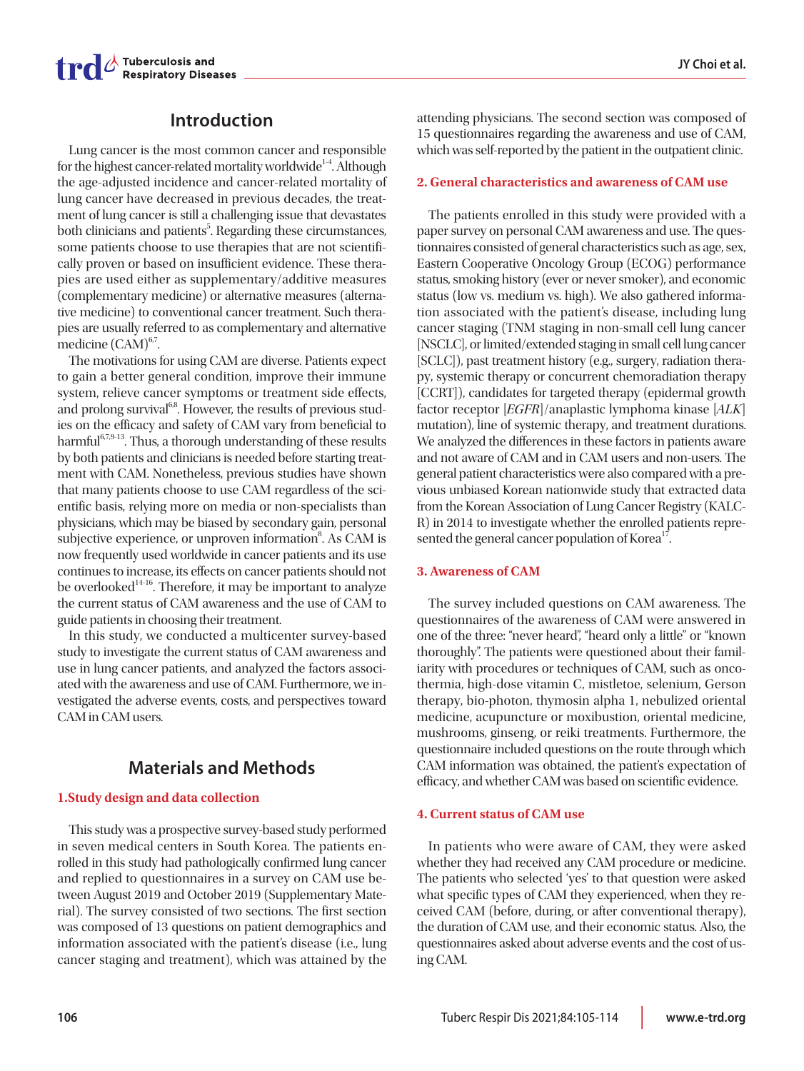## Introduction

Lung cancer is the most common cancer and responsible for the highest cancer-related mortality worldwide[1-4]. Although the age-adjusted incidence and cancer-related mortality of lung cancer have decreased in previous decades, the treatment of lung cancer is still a challenging issue that devastates both clinicians and patients[5]. Regarding these circumstances, some patients choose to use therapies that are not scientifically proven or based on insufficient evidence. These therapies are used either as supplementary/additive measures (complementary medicine) or alternative measures (alternative medicine) to conventional cancer treatment. Such therapies are usually referred to as complementary and alternative medicine (CAM)[6,7].

The motivations for using CAM are diverse. Patients expect to gain a better general condition, improve their immune system, relieve cancer symptoms or treatment side effects, and prolong survival[6,8]. However, the results of previous studies on the efficacy and safety of CAM vary from beneficial to harmful[6,7,9-13]. Thus, a thorough understanding of these results by both patients and clinicians is needed before starting treatment with CAM. Nonetheless, previous studies have shown that many patients choose to use CAM regardless of the scientific basis, relying more on media or non-specialists than physicians, which may be biased by secondary gain, personal subjective experience, or unproven information[8]. As CAM is now frequently used worldwide in cancer patients and its use continues to increase, its effects on cancer patients should not be overlooked[14-16]. Therefore, it may be important to analyze the current status of CAM awareness and the use of CAM to guide patients in choosing their treatment.

In this study, we conducted a multicenter survey-based study to investigate the current status of CAM awareness and use in lung cancer patients, and analyzed the factors associated with the awareness and use of CAM. Furthermore, we investigated the adverse events, costs, and perspectives toward CAM in CAM users.

## Materials and Methods

### 1. Study design and data collection

This study was a prospective survey-based study performed in seven medical centers in South Korea. The patients enrolled in this study had pathologically confirmed lung cancer and replied to questionnaires in a survey on CAM use between August 2019 and October 2019 (Supplementary Material). The survey consisted of two sections. The first section was composed of 13 questions on patient demographics and information associated with the patient's disease (i.e., lung cancer staging and treatment), which was attained by the attending physicians. The second section was composed of 15 questionnaires regarding the awareness and use of CAM, which was self-reported by the patient in the outpatient clinic.

### 2. General characteristics and awareness of CAM use

The patients enrolled in this study were provided with a paper survey on personal CAM awareness and use. The questionnaires consisted of general characteristics such as age, sex, Eastern Cooperative Oncology Group (ECOG) performance status, smoking history (ever or never smoker), and economic status (low vs. medium vs. high). We also gathered information associated with the patient's disease, including lung cancer staging (TNM staging in non-small cell lung cancer [NSCLC], or limited/extended staging in small cell lung cancer [SCLC]), past treatment history (e.g., surgery, radiation therapy, systemic therapy or concurrent chemoradiation therapy [CCRT]), candidates for targeted therapy (epidermal growth factor receptor [*EGFR*]/anaplastic lymphoma kinase [*ALK*] mutation), line of systemic therapy, and treatment durations. We analyzed the differences in these factors in patients aware and not aware of CAM and in CAM users and non-users. The general patient characteristics were also compared with a previous unbiased Korean nationwide study that extracted data from the Korean Association of Lung Cancer Registry (KALC-R) in 2014 to investigate whether the enrolled patients represented the general cancer population of Korea[17].

### 3. Awareness of CAM

The survey included questions on CAM awareness. The questionnaires of the awareness of CAM were answered in one of the three: "never heard", "heard only a little" or "known thoroughly". The patients were questioned about their familiarity with procedures or techniques of CAM, such as oncothermia, high-dose vitamin C, mistletoe, selenium, Gerson therapy, bio-photon, thymosin alpha 1, nebulized oriental medicine, acupuncture or moxibustion, oriental medicine, mushrooms, ginseng, or reiki treatments. Furthermore, the questionnaire included questions on the route through which CAM information was obtained, the patient's expectation of efficacy, and whether CAM was based on scientific evidence.

### 4. Current status of CAM use

In patients who were aware of CAM, they were asked whether they had received any CAM procedure or medicine. The patients who selected 'yes' to that question were asked what specific types of CAM they experienced, when they received CAM (before, during, or after conventional therapy), the duration of CAM use, and their economic status. Also, the questionnaires asked about adverse events and the cost of using CAM.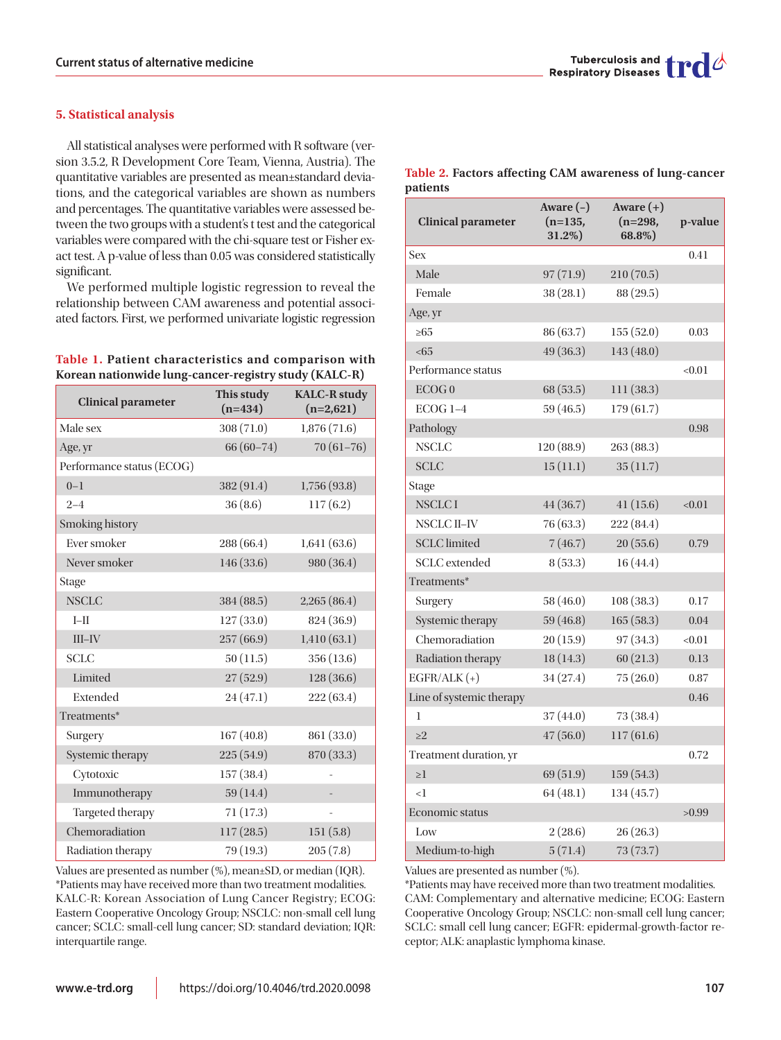### 5. Statistical analysis

All statistical analyses were performed with R software (version 3.5.2, R Development Core Team, Vienna, Austria). The quantitative variables are presented as mean±standard deviations, and the categorical variables are shown as numbers and percentages. The quantitative variables were assessed between the two groups with a student's t test and the categorical variables were compared with the chi-square test or Fisher exact test. A p-value of less than 0.05 was considered statistically significant.

We performed multiple logistic regression to reveal the relationship between CAM awareness and potential associated factors. First, we performed univariate logistic regression

**Table 1. Patient characteristics and comparison with Korean nationwide lung-cancer-registry study (KALC-R)**

| Clinical parameter | This study (n=434) | KALC-R study (n=2,621) |
|---|---|---|
| Male sex | 308 (71.0) | 1,876 (71.6) |
| Age, yr | 66 (60–74) | 70 (61–76) |
| Performance status (ECOG) | | |
| 0–1 | 382 (91.4) | 1,756 (93.8) |
| 2–4 | 36 (8.6) | 117 (6.2) |
| Smoking history | | |
| Ever smoker | 288 (66.4) | 1,641 (63.6) |
| Never smoker | 146 (33.6) | 980 (36.4) |
| Stage | | |
| NSCLC | 384 (88.5) | 2,265 (86.4) |
| I–II | 127 (33.0) | 824 (36.9) |
| III–IV | 257 (66.9) | 1,410 (63.1) |
| SCLC | 50 (11.5) | 356 (13.6) |
| Limited | 27 (52.9) | 128 (36.6) |
| Extended | 24 (47.1) | 222 (63.4) |
| Treatments* | | |
| Surgery | 167 (40.8) | 861 (33.0) |
| Systemic therapy | 225 (54.9) | 870 (33.3) |
| Cytotoxic | 157 (38.4) | - |
| Immunotherapy | 59 (14.4) | - |
| Targeted therapy | 71 (17.3) | - |
| Chemoradiation | 117 (28.5) | 151 (5.8) |
| Radiation therapy | 79 (19.3) | 205 (7.8) |

Values are presented as number (%), mean±SD, or median (IQR).
*Patients may have received more than two treatment modalities.
KALC-R: Korean Association of Lung Cancer Registry; ECOG: Eastern Cooperative Oncology Group; NSCLC: non-small cell lung cancer; SCLC: small-cell lung cancer; SD: standard deviation; IQR: interquartile range.

**Table 2. Factors affecting CAM awareness of lung-cancer patients**

| Clinical parameter | Aware (–) (n=135, 31.2%) | Aware (+) (n=298, 68.8%) | p-value |
|---|---|---|---|
| Sex | | | 0.41 |
| Male | 97 (71.9) | 210 (70.5) | |
| Female | 38 (28.1) | 88 (29.5) | |
| Age, yr | | | |
| ≥65 | 86 (63.7) | 155 (52.0) | 0.03 |
| <65 | 49 (36.3) | 143 (48.0) | |
| Performance status | | | <0.01 |
| ECOG 0 | 68 (53.5) | 111 (38.3) | |
| ECOG 1–4 | 59 (46.5) | 179 (61.7) | |
| Pathology | | | 0.98 |
| NSCLC | 120 (88.9) | 263 (88.3) | |
| SCLC | 15 (11.1) | 35 (11.7) | |
| Stage | | | |
| NSCLC I | 44 (36.7) | 41 (15.6) | <0.01 |
| NSCLC II–IV | 76 (63.3) | 222 (84.4) | |
| SCLC limited | 7 (46.7) | 20 (55.6) | 0.79 |
| SCLC extended | 8 (53.3) | 16 (44.4) | |
| Treatments* | | | |
| Surgery | 58 (46.0) | 108 (38.3) | 0.17 |
| Systemic therapy | 59 (46.8) | 165 (58.3) | 0.04 |
| Chemoradiation | 20 (15.9) | 97 (34.3) | <0.01 |
| Radiation therapy | 18 (14.3) | 60 (21.3) | 0.13 |
| EGFR/ALK (+) | 34 (27.4) | 75 (26.0) | 0.87 |
| Line of systemic therapy | | | 0.46 |
| 1 | 37 (44.0) | 73 (38.4) | |
| ≥2 | 47 (56.0) | 117 (61.6) | |
| Treatment duration, yr | | | 0.72 |
| ≥1 | 69 (51.9) | 159 (54.3) | |
| <1 | 64 (48.1) | 134 (45.7) | |
| Economic status | | | >0.99 |
| Low | 2 (28.6) | 26 (26.3) | |
| Medium-to-high | 5 (71.4) | 73 (73.7) | |

Values are presented as number (%).
*Patients may have received more than two treatment modalities.
CAM: Complementary and alternative medicine; ECOG: Eastern Cooperative Oncology Group; NSCLC: non-small cell lung cancer; SCLC: small cell lung cancer; EGFR: epidermal-growth-factor receptor; ALK: anaplastic lymphoma kinase.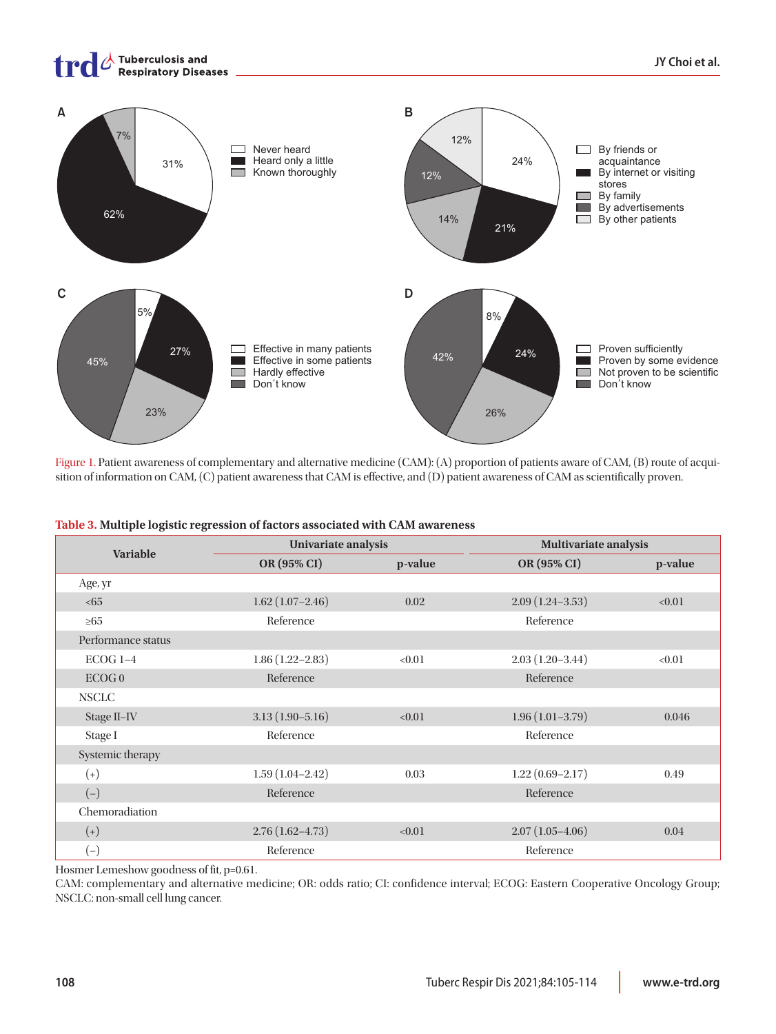Figure 1. Patient awareness of complementary and alternative medicine (CAM): (A) proportion of patients aware of CAM, (B) route of acquisition of information on CAM, (C) patient awareness that CAM is effective, and (D) patient awareness of CAM as scientifically proven.

**Table 3. Multiple logistic regression of factors associated with CAM awareness**

| Variable | Univariate analysis | | Multivariate analysis | |
|---|---|---|---|---|
| | OR (95% CI) | p-value | OR (95% CI) | p-value |
| Age, yr | | | | |
| <65 | 1.62 (1.07–2.46) | 0.02 | 2.09 (1.24–3.53) | <0.01 |
| ≥65 | Reference | | Reference | |
| Performance status | | | | |
| ECOG 1–4 | 1.86 (1.22–2.83) | <0.01 | 2.03 (1.20–3.44) | <0.01 |
| ECOG 0 | Reference | | Reference | |
| NSCLC | | | | |
| Stage II–IV | 3.13 (1.90–5.16) | <0.01 | 1.96 (1.01–3.79) | 0.046 |
| Stage I | Reference | | Reference | |
| Systemic therapy | | | | |
| (+) | 1.59 (1.04–2.42) | 0.03 | 1.22 (0.69–2.17) | 0.49 |
| (–) | Reference | | Reference | |
| Chemoradiation | | | | |
| (+) | 2.76 (1.62–4.73) | <0.01 | 2.07 (1.05–4.06) | 0.04 |
| (–) | Reference | | Reference | |

Hosmer Lemeshow goodness of fit, p=0.61.

CAM: complementary and alternative medicine; OR: odds ratio; CI: confidence interval; ECOG: Eastern Cooperative Oncology Group; NSCLC: non-small cell lung cancer.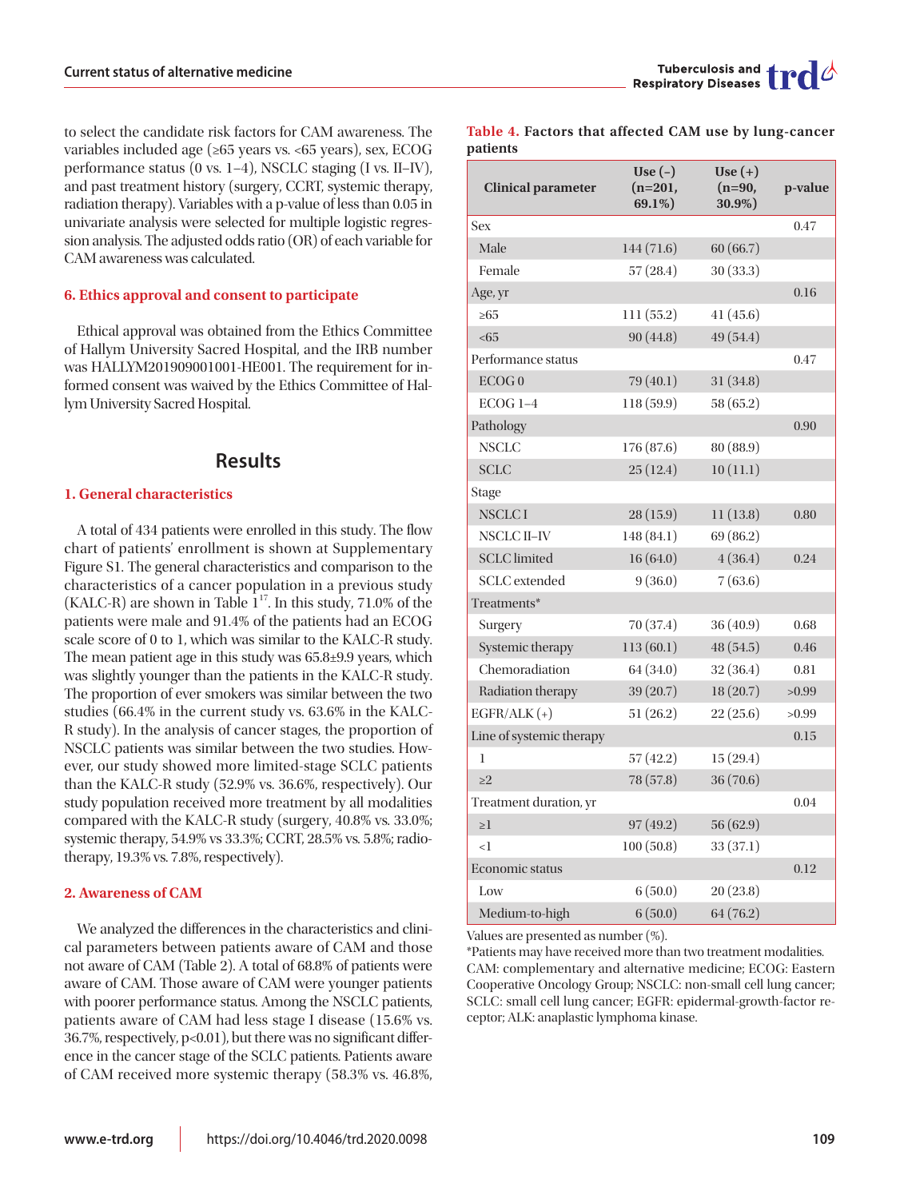to select the candidate risk factors for CAM awareness. The variables included age (≥65 years vs. <65 years), sex, ECOG performance status (0 vs. 1–4), NSCLC staging (I vs. II–IV), and past treatment history (surgery, CCRT, systemic therapy, radiation therapy). Variables with a p-value of less than 0.05 in univariate analysis were selected for multiple logistic regression analysis. The adjusted odds ratio (OR) of each variable for CAM awareness was calculated.

### 6. Ethics approval and consent to participate

Ethical approval was obtained from the Ethics Committee of Hallym University Sacred Hospital, and the IRB number was HALLYM201909001001-HE001. The requirement for informed consent was waived by the Ethics Committee of Hallym University Sacred Hospital.

## Results

### 1. General characteristics

A total of 434 patients were enrolled in this study. The flow chart of patients' enrollment is shown at Supplementary Figure S1. The general characteristics and comparison to the characteristics of a cancer population in a previous study (KALC-R) are shown in Table 1[17]. In this study, 71.0% of the patients were male and 91.4% of the patients had an ECOG scale score of 0 to 1, which was similar to the KALC-R study. The mean patient age in this study was 65.8±9.9 years, which was slightly younger than the patients in the KALC-R study. The proportion of ever smokers was similar between the two studies (66.4% in the current study vs. 63.6% in the KALC-R study). In the analysis of cancer stages, the proportion of NSCLC patients was similar between the two studies. However, our study showed more limited-stage SCLC patients than the KALC-R study (52.9% vs. 36.6%, respectively). Our study population received more treatment by all modalities compared with the KALC-R study (surgery, 40.8% vs. 33.0%; systemic therapy, 54.9% vs 33.3%; CCRT, 28.5% vs. 5.8%; radiotherapy, 19.3% vs. 7.8%, respectively).

### 2. Awareness of CAM

We analyzed the differences in the characteristics and clinical parameters between patients aware of CAM and those not aware of CAM (Table 2). A total of 68.8% of patients were aware of CAM. Those aware of CAM were younger patients with poorer performance status. Among the NSCLC patients, patients aware of CAM had less stage I disease (15.6% vs. 36.7%, respectively, p<0.01), but there was no significant difference in the cancer stage of the SCLC patients. Patients aware of CAM received more systemic therapy (58.3% vs. 46.8%,

**Table 4. Factors that affected CAM use by lung-cancer patients**

| Clinical parameter | Use (–) (n=201, 69.1%) | Use (+) (n=90, 30.9%) | p-value |
|---|---|---|---|
| Sex | | | 0.47 |
| Male | 144 (71.6) | 60 (66.7) | |
| Female | 57 (28.4) | 30 (33.3) | |
| Age, yr | | | 0.16 |
| ≥65 | 111 (55.2) | 41 (45.6) | |
| <65 | 90 (44.8) | 49 (54.4) | |
| Performance status | | | 0.47 |
| ECOG 0 | 79 (40.1) | 31 (34.8) | |
| ECOG 1–4 | 118 (59.9) | 58 (65.2) | |
| Pathology | | | 0.90 |
| NSCLC | 176 (87.6) | 80 (88.9) | |
| SCLC | 25 (12.4) | 10 (11.1) | |
| Stage | | | |
| NSCLC I | 28 (15.9) | 11 (13.8) | 0.80 |
| NSCLC II–IV | 148 (84.1) | 69 (86.2) | |
| SCLC limited | 16 (64.0) | 4 (36.4) | 0.24 |
| SCLC extended | 9 (36.0) | 7 (63.6) | |
| Treatments* | | | |
| Surgery | 70 (37.4) | 36 (40.9) | 0.68 |
| Systemic therapy | 113 (60.1) | 48 (54.5) | 0.46 |
| Chemoradiation | 64 (34.0) | 32 (36.4) | 0.81 |
| Radiation therapy | 39 (20.7) | 18 (20.7) | >0.99 |
| EGFR/ALK (+) | 51 (26.2) | 22 (25.6) | >0.99 |
| Line of systemic therapy | | | 0.15 |
| 1 | 57 (42.2) | 15 (29.4) | |
| ≥2 | 78 (57.8) | 36 (70.6) | |
| Treatment duration, yr | | | 0.04 |
| ≥1 | 97 (49.2) | 56 (62.9) | |
| <1 | 100 (50.8) | 33 (37.1) | |
| Economic status | | | 0.12 |
| Low | 6 (50.0) | 20 (23.8) | |
| Medium-to-high | 6 (50.0) | 64 (76.2) | |

Values are presented as number (%).
*Patients may have received more than two treatment modalities.
CAM: complementary and alternative medicine; ECOG: Eastern Cooperative Oncology Group; NSCLC: non-small cell lung cancer; SCLC: small cell lung cancer; EGFR: epidermal-growth-factor receptor; ALK: anaplastic lymphoma kinase.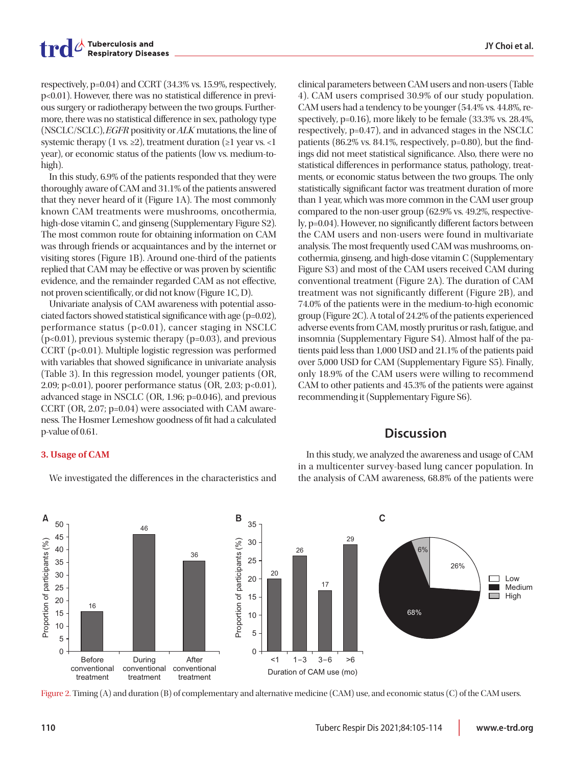respectively, p=0.04) and CCRT (34.3% vs. 15.9%, respectively, p<0.01). However, there was no statistical difference in previous surgery or radiotherapy between the two groups. Furthermore, there was no statistical difference in sex, pathology type (NSCLC/SCLC), *EGFR* positivity or *ALK* mutations, the line of systemic therapy (1 vs. ≥2), treatment duration (≥1 year vs. <1 year), or economic status of the patients (low vs. medium-to-high).

In this study, 6.9% of the patients responded that they were thoroughly aware of CAM and 31.1% of the patients answered that they never heard of it (Figure 1A). The most commonly known CAM treatments were mushrooms, oncothermia, high-dose vitamin C, and ginseng (Supplementary Figure S2). The most common route for obtaining information on CAM was through friends or acquaintances and by the internet or visiting stores (Figure 1B). Around one-third of the patients replied that CAM may be effective or was proven by scientific evidence, and the remainder regarded CAM as not effective, not proven scientifically, or did not know (Figure 1C, D).

Univariate analysis of CAM awareness with potential associated factors showed statistical significance with age (p=0.02), performance status (p<0.01), cancer staging in NSCLC (p<0.01), previous systemic therapy (p=0.03), and previous CCRT (p<0.01). Multiple logistic regression was performed with variables that showed significance in univariate analysis (Table 3). In this regression model, younger patients (OR, 2.09; p<0.01), poorer performance status (OR, 2.03; p<0.01), advanced stage in NSCLC (OR, 1.96; p=0.046), and previous CCRT (OR, 2.07; p=0.04) were associated with CAM awareness. The Hosmer Lemeshow goodness of fit had a calculated p-value of 0.61.

### 3. Usage of CAM

We investigated the differences in the characteristics and clinical parameters between CAM users and non-users (Table 4). CAM users comprised 30.9% of our study population. CAM users had a tendency to be younger (54.4% vs. 44.8%, respectively, p=0.16), more likely to be female (33.3% vs. 28.4%, respectively, p=0.47), and in advanced stages in the NSCLC patients (86.2% vs. 84.1%, respectively, p=0.80), but the findings did not meet statistical significance. Also, there were no statistical differences in performance status, pathology, treatments, or economic status between the two groups. The only statistically significant factor was treatment duration of more than 1 year, which was more common in the CAM user group compared to the non-user group (62.9% vs. 49.2%, respectively, p=0.04). However, no significantly different factors between the CAM users and non-users were found in multivariate analysis. The most frequently used CAM was mushrooms, oncothermia, ginseng, and high-dose vitamin C (Supplementary Figure S3) and most of the CAM users received CAM during conventional treatment (Figure 2A). The duration of CAM treatment was not significantly different (Figure 2B), and 74.0% of the patients were in the medium-to-high economic group (Figure 2C). A total of 24.2% of the patients experienced adverse events from CAM, mostly pruritus or rash, fatigue, and insomnia (Supplementary Figure S4). Almost half of the patients paid less than 1,000 USD and 21.1% of the patients paid over 5,000 USD for CAM (Supplementary Figure S5). Finally, only 18.9% of the CAM users were willing to recommend CAM to other patients and 45.3% of the patients were against recommending it (Supplementary Figure S6).

## Discussion

In this study, we analyzed the awareness and usage of CAM in a multicenter survey-based lung cancer population. In the analysis of CAM awareness, 68.8% of the patients were

Figure 2. Timing (A) and duration (B) of complementary and alternative medicine (CAM) use, and economic status (C) of the CAM users.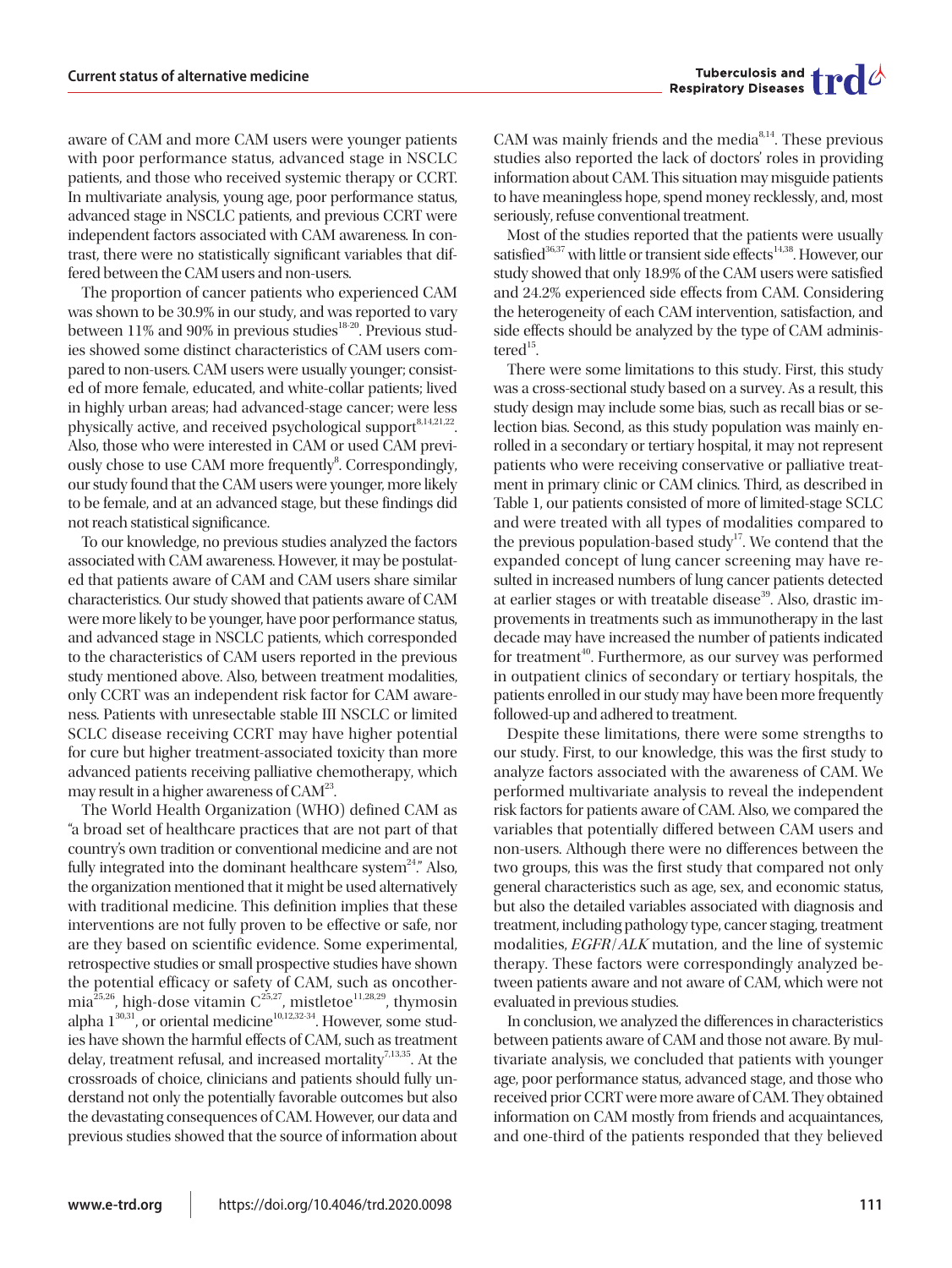aware of CAM and more CAM users were younger patients with poor performance status, advanced stage in NSCLC patients, and those who received systemic therapy or CCRT. In multivariate analysis, young age, poor performance status, advanced stage in NSCLC patients, and previous CCRT were independent factors associated with CAM awareness. In contrast, there were no statistically significant variables that differed between the CAM users and non-users.

The proportion of cancer patients who experienced CAM was shown to be 30.9% in our study, and was reported to vary between 11% and 90% in previous studies[18-20]. Previous studies showed some distinct characteristics of CAM users compared to non-users. CAM users were usually younger; consisted of more female, educated, and white-collar patients; lived in highly urban areas; had advanced-stage cancer; were less physically active, and received psychological support[8,14,21,22]. Also, those who were interested in CAM or used CAM previously chose to use CAM more frequently[8]. Correspondingly, our study found that the CAM users were younger, more likely to be female, and at an advanced stage, but these findings did not reach statistical significance.

To our knowledge, no previous studies analyzed the factors associated with CAM awareness. However, it may be postulated that patients aware of CAM and CAM users share similar characteristics. Our study showed that patients aware of CAM were more likely to be younger, have poor performance status, and advanced stage in NSCLC patients, which corresponded to the characteristics of CAM users reported in the previous study mentioned above. Also, between treatment modalities, only CCRT was an independent risk factor for CAM awareness. Patients with unresectable stable III NSCLC or limited SCLC disease receiving CCRT may have higher potential for cure but higher treatment-associated toxicity than more advanced patients receiving palliative chemotherapy, which may result in a higher awareness of CAM[23].

The World Health Organization (WHO) defined CAM as "a broad set of healthcare practices that are not part of that country's own tradition or conventional medicine and are not fully integrated into the dominant healthcare system[24]." Also, the organization mentioned that it might be used alternatively with traditional medicine. This definition implies that these interventions are not fully proven to be effective or safe, nor are they based on scientific evidence. Some experimental, retrospective studies or small prospective studies have shown the potential efficacy or safety of CAM, such as oncothermia[25,26], high-dose vitamin C[25,27], mistletoe[11,28,29], thymosin alpha 1[30,31], or oriental medicine[10,12,32-34]. However, some studies have shown the harmful effects of CAM, such as treatment delay, treatment refusal, and increased mortality[7,13,35]. At the crossroads of choice, clinicians and patients should fully understand not only the potentially favorable outcomes but also the devastating consequences of CAM. However, our data and previous studies showed that the source of information about CAM was mainly friends and the media[8,14]. These previous studies also reported the lack of doctors' roles in providing information about CAM. This situation may misguide patients to have meaningless hope, spend money recklessly, and, most seriously, refuse conventional treatment.

Most of the studies reported that the patients were usually satisfied[36,37] with little or transient side effects[14,38]. However, our study showed that only 18.9% of the CAM users were satisfied and 24.2% experienced side effects from CAM. Considering the heterogeneity of each CAM intervention, satisfaction, and side effects should be analyzed by the type of CAM administered[15].

There were some limitations to this study. First, this study was a cross-sectional study based on a survey. As a result, this study design may include some bias, such as recall bias or selection bias. Second, as this study population was mainly enrolled in a secondary or tertiary hospital, it may not represent patients who were receiving conservative or palliative treatment in primary clinic or CAM clinics. Third, as described in Table 1, our patients consisted of more of limited-stage SCLC and were treated with all types of modalities compared to the previous population-based study[17]. We contend that the expanded concept of lung cancer screening may have resulted in increased numbers of lung cancer patients detected at earlier stages or with treatable disease[39]. Also, drastic improvements in treatments such as immunotherapy in the last decade may have increased the number of patients indicated for treatment[40]. Furthermore, as our survey was performed in outpatient clinics of secondary or tertiary hospitals, the patients enrolled in our study may have been more frequently followed-up and adhered to treatment.

Despite these limitations, there were some strengths to our study. First, to our knowledge, this was the first study to analyze factors associated with the awareness of CAM. We performed multivariate analysis to reveal the independent risk factors for patients aware of CAM. Also, we compared the variables that potentially differed between CAM users and non-users. Although there were no differences between the two groups, this was the first study that compared not only general characteristics such as age, sex, and economic status, but also the detailed variables associated with diagnosis and treatment, including pathology type, cancer staging, treatment modalities, *EGFR*/*ALK* mutation, and the line of systemic therapy. These factors were correspondingly analyzed between patients aware and not aware of CAM, which were not evaluated in previous studies.

In conclusion, we analyzed the differences in characteristics between patients aware of CAM and those not aware. By multivariate analysis, we concluded that patients with younger age, poor performance status, advanced stage, and those who received prior CCRT were more aware of CAM. They obtained information on CAM mostly from friends and acquaintances, and one-third of the patients responded that they believed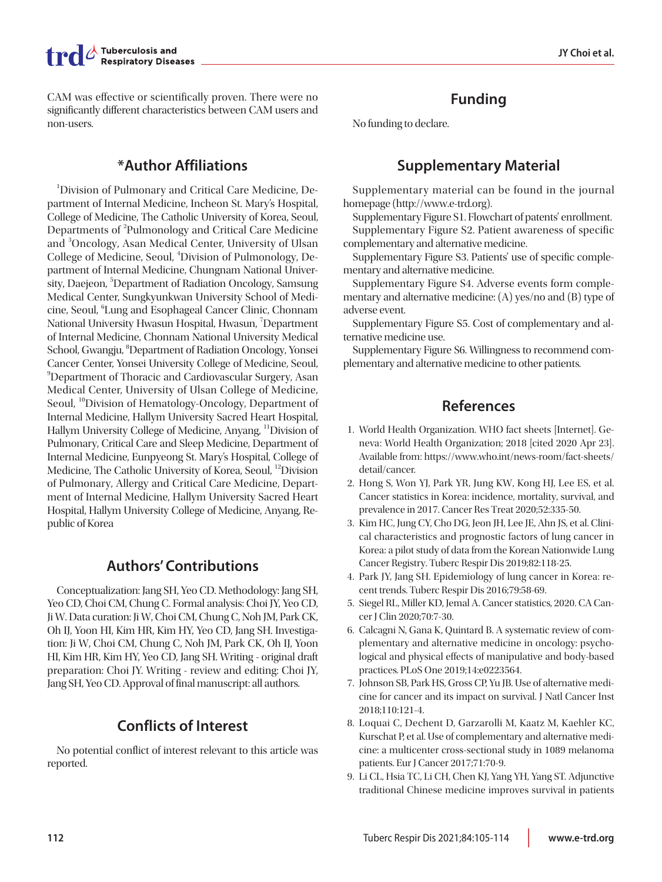CAM was effective or scientifically proven. There were no significantly different characteristics between CAM users and non-users.

## *Author Affiliations

[1]Division of Pulmonary and Critical Care Medicine, Department of Internal Medicine, Incheon St. Mary's Hospital, College of Medicine, The Catholic University of Korea, Seoul, Departments of [2]Pulmonology and Critical Care Medicine and [3]Oncology, Asan Medical Center, University of Ulsan College of Medicine, Seoul, [4]Division of Pulmonology, Department of Internal Medicine, Chungnam National University, Daejeon, [5]Department of Radiation Oncology, Samsung Medical Center, Sungkyunkwan University School of Medicine, Seoul, [6]Lung and Esophageal Cancer Clinic, Chonnam National University Hwasun Hospital, Hwasun, [7]Department of Internal Medicine, Chonnam National University Medical School, Gwangju, [8]Department of Radiation Oncology, Yonsei Cancer Center, Yonsei University College of Medicine, Seoul, [9]Department of Thoracic and Cardiovascular Surgery, Asan Medical Center, University of Ulsan College of Medicine, Seoul, [10]Division of Hematology-Oncology, Department of Internal Medicine, Hallym University Sacred Heart Hospital, Hallym University College of Medicine, Anyang, [11]Division of Pulmonary, Critical Care and Sleep Medicine, Department of Internal Medicine, Eunpyeong St. Mary's Hospital, College of Medicine, The Catholic University of Korea, Seoul, [12]Division of Pulmonary, Allergy and Critical Care Medicine, Department of Internal Medicine, Hallym University Sacred Heart Hospital, Hallym University College of Medicine, Anyang, Republic of Korea

## Authors' Contributions

Conceptualization: Jang SH, Yeo CD. Methodology: Jang SH, Yeo CD, Choi CM, Chung C. Formal analysis: Choi JY, Yeo CD, Ji W. Data curation: Ji W, Choi CM, Chung C, Noh JM, Park CK, Oh IJ, Yoon HI, Kim HR, Kim HY, Yeo CD, Jang SH. Investigation: Ji W, Choi CM, Chung C, Noh JM, Park CK, Oh IJ, Yoon HI, Kim HR, Kim HY, Yeo CD, Jang SH. Writing - original draft preparation: Choi JY. Writing - review and editing: Choi JY, Jang SH, Yeo CD. Approval of final manuscript: all authors.

## Conflicts of Interest

No potential conflict of interest relevant to this article was reported.

## Funding

No funding to declare.

## Supplementary Material

Supplementary material can be found in the journal homepage (http://www.e-trd.org).

Supplementary Figure S1. Flowchart of patents' enrollment.

Supplementary Figure S2. Patient awareness of specific complementary and alternative medicine.

Supplementary Figure S3. Patients' use of specific complementary and alternative medicine.

Supplementary Figure S4. Adverse events form complementary and alternative medicine: (A) yes/no and (B) type of adverse event.

Supplementary Figure S5. Cost of complementary and alternative medicine use.

Supplementary Figure S6. Willingness to recommend complementary and alternative medicine to other patients.

## References

1. World Health Organization. WHO fact sheets [Internet]. Geneva: World Health Organization; 2018 [cited 2020 Apr 23]. Available from: https://www.who.int/news-room/fact-sheets/detail/cancer.
2. Hong S, Won YJ, Park YR, Jung KW, Kong HJ, Lee ES, et al. Cancer statistics in Korea: incidence, mortality, survival, and prevalence in 2017. Cancer Res Treat 2020;52:335-50.
3. Kim HC, Jung CY, Cho DG, Jeon JH, Lee JE, Ahn JS, et al. Clinical characteristics and prognostic factors of lung cancer in Korea: a pilot study of data from the Korean Nationwide Lung Cancer Registry. Tuberc Respir Dis 2019;82:118-25.
4. Park JY, Jang SH. Epidemiology of lung cancer in Korea: recent trends. Tuberc Respir Dis 2016;79:58-69.
5. Siegel RL, Miller KD, Jemal A. Cancer statistics, 2020. CA Cancer J Clin 2020;70:7-30.
6. Calcagni N, Gana K, Quintard B. A systematic review of complementary and alternative medicine in oncology: psychological and physical effects of manipulative and body-based practices. PLoS One 2019;14:e0223564.
7. Johnson SB, Park HS, Gross CP, Yu JB. Use of alternative medicine for cancer and its impact on survival. J Natl Cancer Inst 2018;110:121-4.
8. Loquai C, Dechent D, Garzarolli M, Kaatz M, Kaehler KC, Kurschat P, et al. Use of complementary and alternative medicine: a multicenter cross-sectional study in 1089 melanoma patients. Eur J Cancer 2017;71:70-9.
9. Li CL, Hsia TC, Li CH, Chen KJ, Yang YH, Yang ST. Adjunctive traditional Chinese medicine improves survival in patients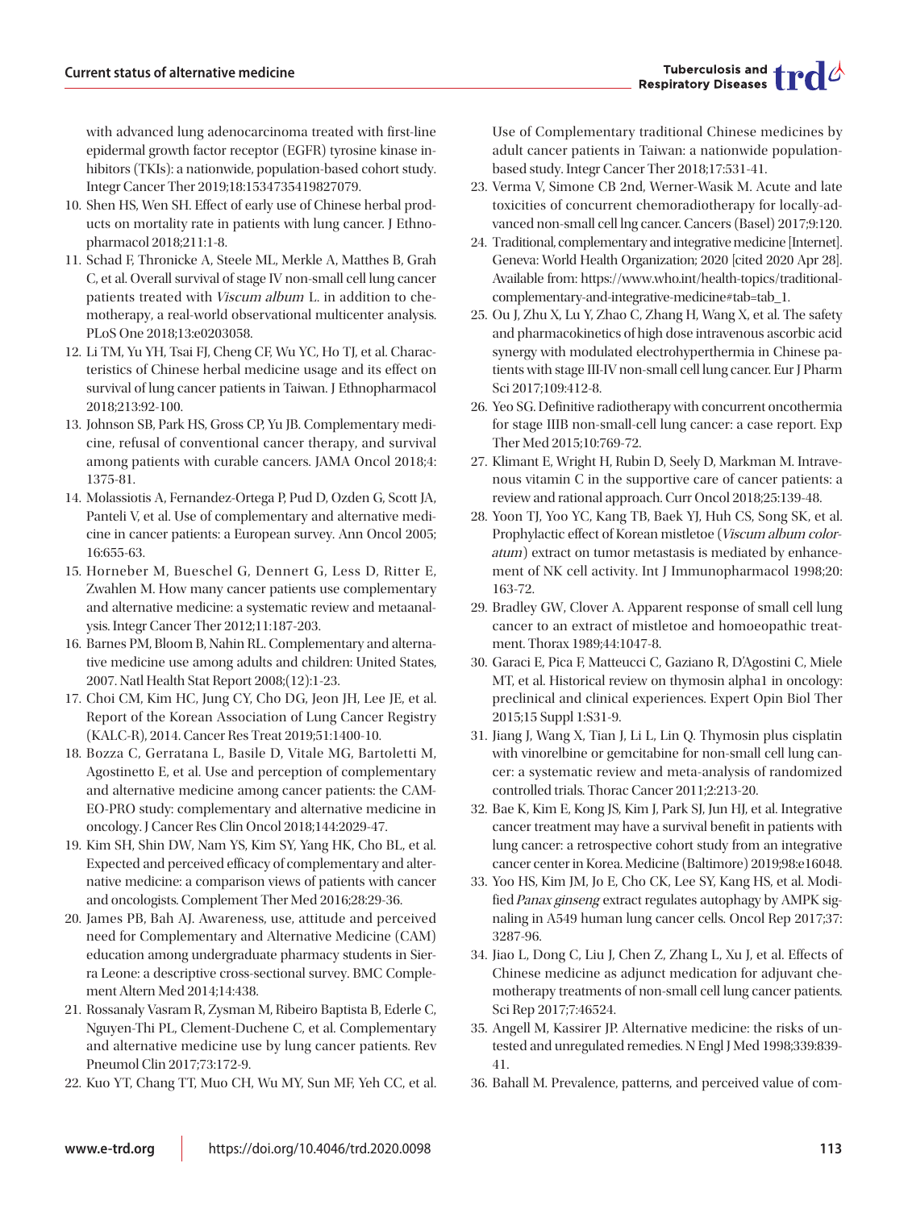with advanced lung adenocarcinoma treated with first-line epidermal growth factor receptor (EGFR) tyrosine kinase inhibitors (TKIs): a nationwide, population-based cohort study. Integr Cancer Ther 2019;18:1534735419827079.

10. Shen HS, Wen SH. Effect of early use of Chinese herbal products on mortality rate in patients with lung cancer. J Ethnopharmacol 2018;211:1-8.
11. Schad F, Thronicke A, Steele ML, Merkle A, Matthes B, Grah C, et al. Overall survival of stage IV non-small cell lung cancer patients treated with *Viscum album* L. in addition to chemotherapy, a real-world observational multicenter analysis. PLoS One 2018;13:e0203058.
12. Li TM, Yu YH, Tsai FJ, Cheng CF, Wu YC, Ho TJ, et al. Characteristics of Chinese herbal medicine usage and its effect on survival of lung cancer patients in Taiwan. J Ethnopharmacol 2018;213:92-100.
13. Johnson SB, Park HS, Gross CP, Yu JB. Complementary medicine, refusal of conventional cancer therapy, and survival among patients with curable cancers. JAMA Oncol 2018;4:1375-81.
14. Molassiotis A, Fernandez-Ortega P, Pud D, Ozden G, Scott JA, Panteli V, et al. Use of complementary and alternative medicine in cancer patients: a European survey. Ann Oncol 2005;16:655-63.
15. Horneber M, Bueschel G, Dennert G, Less D, Ritter E, Zwahlen M. How many cancer patients use complementary and alternative medicine: a systematic review and metaanalysis. Integr Cancer Ther 2012;11:187-203.
16. Barnes PM, Bloom B, Nahin RL. Complementary and alternative medicine use among adults and children: United States, 2007. Natl Health Stat Report 2008;(12):1-23.
17. Choi CM, Kim HC, Jung CY, Cho DG, Jeon JH, Lee JE, et al. Report of the Korean Association of Lung Cancer Registry (KALC-R), 2014. Cancer Res Treat 2019;51:1400-10.
18. Bozza C, Gerratana L, Basile D, Vitale MG, Bartoletti M, Agostinetto E, et al. Use and perception of complementary and alternative medicine among cancer patients: the CAMEO-PRO study: complementary and alternative medicine in oncology. J Cancer Res Clin Oncol 2018;144:2029-47.
19. Kim SH, Shin DW, Nam YS, Kim SY, Yang HK, Cho BL, et al. Expected and perceived efficacy of complementary and alternative medicine: a comparison views of patients with cancer and oncologists. Complement Ther Med 2016;28:29-36.
20. James PB, Bah AJ. Awareness, use, attitude and perceived need for Complementary and Alternative Medicine (CAM) education among undergraduate pharmacy students in Sierra Leone: a descriptive cross-sectional survey. BMC Complement Altern Med 2014;14:438.
21. Rossanaly Vasram R, Zysman M, Ribeiro Baptista B, Ederle C, Nguyen-Thi PL, Clement-Duchene C, et al. Complementary and alternative medicine use by lung cancer patients. Rev Pneumol Clin 2017;73:172-9.
22. Kuo YT, Chang TT, Muo CH, Wu MY, Sun MF, Yeh CC, et al. Use of Complementary traditional Chinese medicines by adult cancer patients in Taiwan: a nationwide population-based study. Integr Cancer Ther 2018;17:531-41.
23. Verma V, Simone CB 2nd, Werner-Wasik M. Acute and late toxicities of concurrent chemoradiotherapy for locally-advanced non-small cell lng cancer. Cancers (Basel) 2017;9:120.
24. Traditional, complementary and integrative medicine [Internet]. Geneva: World Health Organization; 2020 [cited 2020 Apr 28]. Available from: https://www.who.int/health-topics/traditional-complementary-and-integrative-medicine#tab=tab_1.
25. Ou J, Zhu X, Lu Y, Zhao C, Zhang H, Wang X, et al. The safety and pharmacokinetics of high dose intravenous ascorbic acid synergy with modulated electrohyperthermia in Chinese patients with stage III-IV non-small cell lung cancer. Eur J Pharm Sci 2017;109:412-8.
26. Yeo SG. Definitive radiotherapy with concurrent oncothermia for stage IIIB non-small-cell lung cancer: a case report. Exp Ther Med 2015;10:769-72.
27. Klimant E, Wright H, Rubin D, Seely D, Markman M. Intravenous vitamin C in the supportive care of cancer patients: a review and rational approach. Curr Oncol 2018;25:139-48.
28. Yoon TJ, Yoo YC, Kang TB, Baek YJ, Huh CS, Song SK, et al. Prophylactic effect of Korean mistletoe (*Viscum album coloratum*) extract on tumor metastasis is mediated by enhancement of NK cell activity. Int J Immunopharmacol 1998;20:163-72.
29. Bradley GW, Clover A. Apparent response of small cell lung cancer to an extract of mistletoe and homoeopathic treatment. Thorax 1989;44:1047-8.
30. Garaci E, Pica F, Matteucci C, Gaziano R, D'Agostini C, Miele MT, et al. Historical review on thymosin alpha1 in oncology: preclinical and clinical experiences. Expert Opin Biol Ther 2015;15 Suppl 1:S31-9.
31. Jiang J, Wang X, Tian J, Li L, Lin Q. Thymosin plus cisplatin with vinorelbine or gemcitabine for non-small cell lung cancer: a systematic review and meta-analysis of randomized controlled trials. Thorac Cancer 2011;2:213-20.
32. Bae K, Kim E, Kong JS, Kim J, Park SJ, Jun HJ, et al. Integrative cancer treatment may have a survival benefit in patients with lung cancer: a retrospective cohort study from an integrative cancer center in Korea. Medicine (Baltimore) 2019;98:e16048.
33. Yoo HS, Kim JM, Jo E, Cho CK, Lee SY, Kang HS, et al. Modified *Panax ginseng* extract regulates autophagy by AMPK signaling in A549 human lung cancer cells. Oncol Rep 2017;37:3287-96.
34. Jiao L, Dong C, Liu J, Chen Z, Zhang L, Xu J, et al. Effects of Chinese medicine as adjunct medication for adjuvant chemotherapy treatments of non-small cell lung cancer patients. Sci Rep 2017;7:46524.
35. Angell M, Kassirer JP. Alternative medicine: the risks of untested and unregulated remedies. N Engl J Med 1998;339:839-41.
36. Bahall M. Prevalence, patterns, and perceived value of com-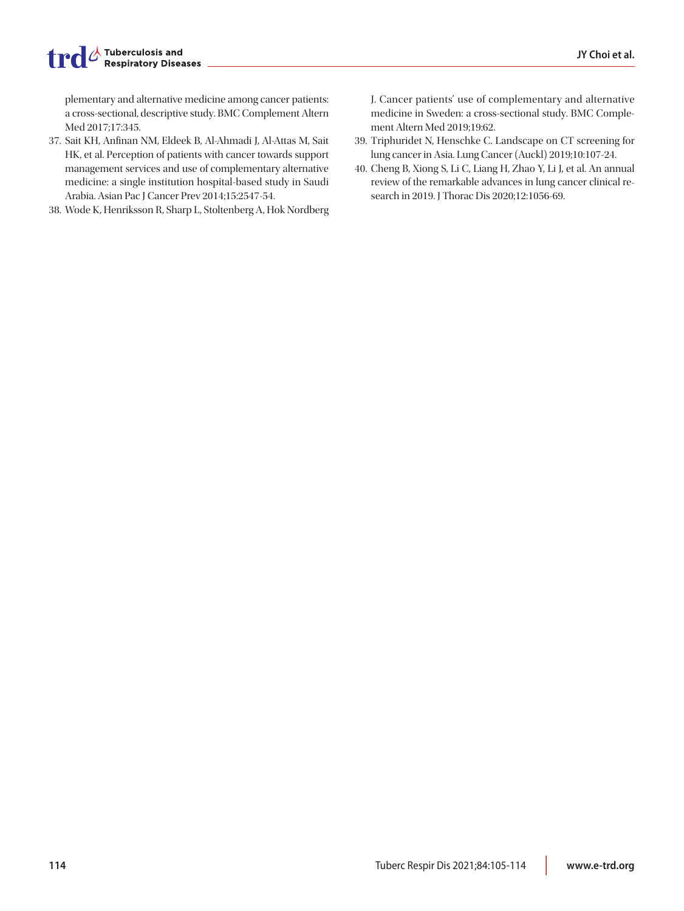plementary and alternative medicine among cancer patients: a cross-sectional, descriptive study. BMC Complement Altern Med 2017;17:345.

37. Sait KH, Anfinan NM, Eldeek B, Al-Ahmadi J, Al-Attas M, Sait HK, et al. Perception of patients with cancer towards support management services and use of complementary alternative medicine: a single institution hospital-based study in Saudi Arabia. Asian Pac J Cancer Prev 2014;15:2547-54.
38. Wode K, Henriksson R, Sharp L, Stoltenberg A, Hok Nordberg J. Cancer patients' use of complementary and alternative medicine in Sweden: a cross-sectional study. BMC Complement Altern Med 2019;19:62.
39. Triphuridet N, Henschke C. Landscape on CT screening for lung cancer in Asia. Lung Cancer (Auckl) 2019;10:107-24.
40. Cheng B, Xiong S, Li C, Liang H, Zhao Y, Li J, et al. An annual review of the remarkable advances in lung cancer clinical research in 2019. J Thorac Dis 2020;12:1056-69.